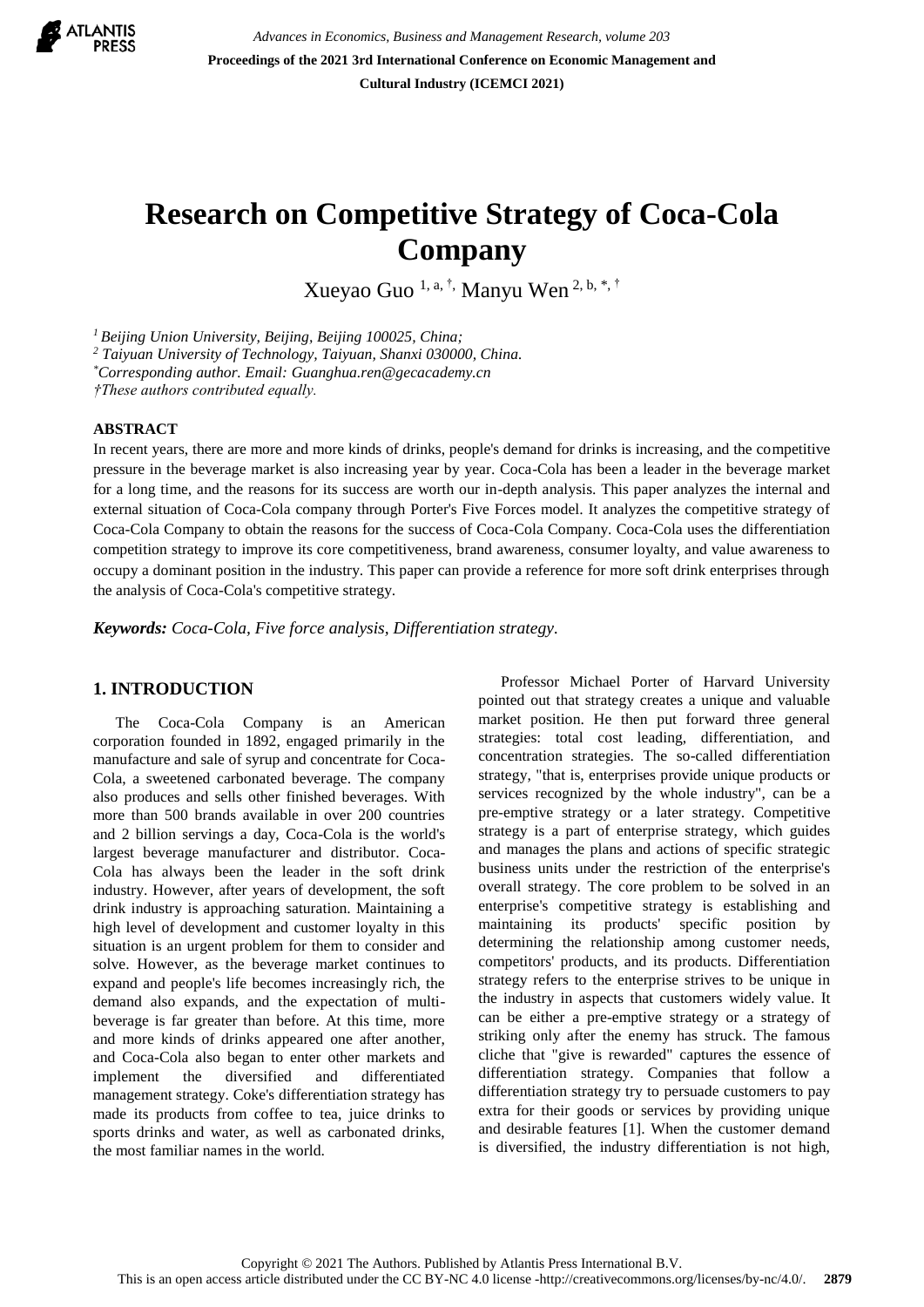# Research on Competitive Strategy of Coca-Cola Company

Xueyao Guo [1, a, †], Manyu Wen [2, b, *, †]

[1] *Beijing Union University, Beijing, Beijing 100025, China;*
[2] *Taiyuan University of Technology, Taiyuan, Shanxi 030000, China.*
[*] *Corresponding author. Email: Guanghua.ren@gecacademy.cn*
*†These authors contributed equally.*

## ABSTRACT

In recent years, there are more and more kinds of drinks, people's demand for drinks is increasing, and the competitive pressure in the beverage market is also increasing year by year. Coca-Cola has been a leader in the beverage market for a long time, and the reasons for its success are worth our in-depth analysis. This paper analyzes the internal and external situation of Coca-Cola company through Porter's Five Forces model. It analyzes the competitive strategy of Coca-Cola Company to obtain the reasons for the success of Coca-Cola Company. Coca-Cola uses the differentiation competition strategy to improve its core competitiveness, brand awareness, consumer loyalty, and value awareness to occupy a dominant position in the industry. This paper can provide a reference for more soft drink enterprises through the analysis of Coca-Cola's competitive strategy.

***Keywords:*** *Coca-Cola, Five force analysis, Differentiation strategy.*

## 1. INTRODUCTION

The Coca-Cola Company is an American corporation founded in 1892, engaged primarily in the manufacture and sale of syrup and concentrate for Coca-Cola, a sweetened carbonated beverage. The company also produces and sells other finished beverages. With more than 500 brands available in over 200 countries and 2 billion servings a day, Coca-Cola is the world's largest beverage manufacturer and distributor. Coca-Cola has always been the leader in the soft drink industry. However, after years of development, the soft drink industry is approaching saturation. Maintaining a high level of development and customer loyalty in this situation is an urgent problem for them to consider and solve. However, as the beverage market continues to expand and people's life becomes increasingly rich, the demand also expands, and the expectation of multi-beverage is far greater than before. At this time, more and more kinds of drinks appeared one after another, and Coca-Cola also began to enter other markets and implement the diversified and differentiated management strategy. Coke's differentiation strategy has made its products from coffee to tea, juice drinks to sports drinks and water, as well as carbonated drinks, the most familiar names in the world.

Professor Michael Porter of Harvard University pointed out that strategy creates a unique and valuable market position. He then put forward three general strategies: total cost leading, differentiation, and concentration strategies. The so-called differentiation strategy, "that is, enterprises provide unique products or services recognized by the whole industry", can be a pre-emptive strategy or a later strategy. Competitive strategy is a part of enterprise strategy, which guides and manages the plans and actions of specific strategic business units under the restriction of the enterprise's overall strategy. The core problem to be solved in an enterprise's competitive strategy is establishing and maintaining its products' specific position by determining the relationship among customer needs, competitors' products, and its products. Differentiation strategy refers to the enterprise strives to be unique in the industry in aspects that customers widely value. It can be either a pre-emptive strategy or a strategy of striking only after the enemy has struck. The famous cliche that "give is rewarded" captures the essence of differentiation strategy. Companies that follow a differentiation strategy try to persuade customers to pay extra for their goods or services by providing unique and desirable features [1]. When the customer demand is diversified, the industry differentiation is not high,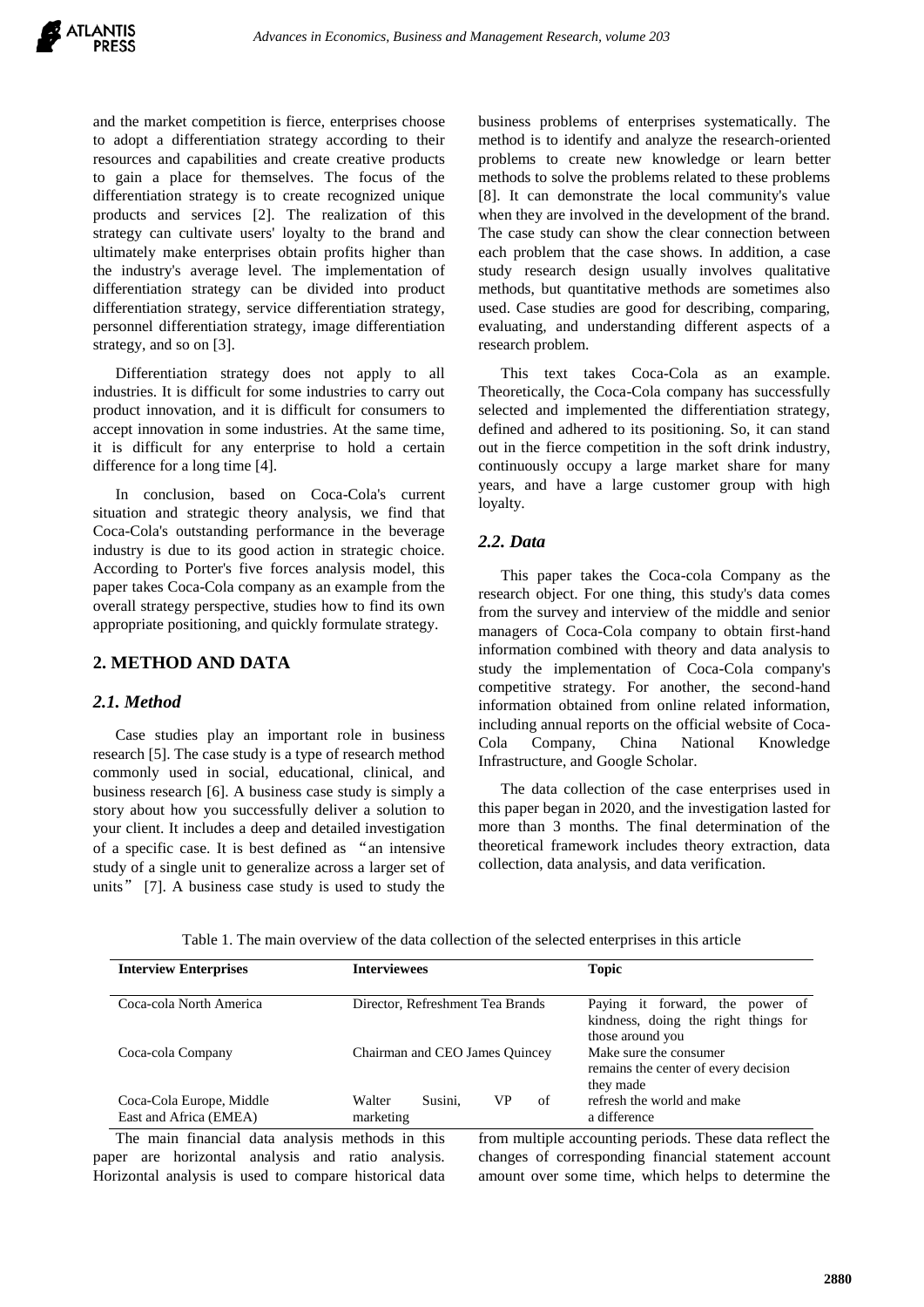and the market competition is fierce, enterprises choose to adopt a differentiation strategy according to their resources and capabilities and create creative products to gain a place for themselves. The focus of the differentiation strategy is to create recognized unique products and services [2]. The realization of this strategy can cultivate users' loyalty to the brand and ultimately make enterprises obtain profits higher than the industry's average level. The implementation of differentiation strategy can be divided into product differentiation strategy, service differentiation strategy, personnel differentiation strategy, image differentiation strategy, and so on [3].

Differentiation strategy does not apply to all industries. It is difficult for some industries to carry out product innovation, and it is difficult for consumers to accept innovation in some industries. At the same time, it is difficult for any enterprise to hold a certain difference for a long time [4].

In conclusion, based on Coca-Cola's current situation and strategic theory analysis, we find that Coca-Cola's outstanding performance in the beverage industry is due to its good action in strategic choice. According to Porter's five forces analysis model, this paper takes Coca-Cola company as an example from the overall strategy perspective, studies how to find its own appropriate positioning, and quickly formulate strategy.

## 2. METHOD AND DATA

### 2.1. Method

Case studies play an important role in business research [5]. The case study is a type of research method commonly used in social, educational, clinical, and business research [6]. A business case study is simply a story about how you successfully deliver a solution to your client. It includes a deep and detailed investigation of a specific case. It is best defined as "an intensive study of a single unit to generalize across a larger set of units" [7]. A business case study is used to study the business problems of enterprises systematically. The method is to identify and analyze the research-oriented problems to create new knowledge or learn better methods to solve the problems related to these problems [8]. It can demonstrate the local community's value when they are involved in the development of the brand. The case study can show the clear connection between each problem that the case shows. In addition, a case study research design usually involves qualitative methods, but quantitative methods are sometimes also used. Case studies are good for describing, comparing, evaluating, and understanding different aspects of a research problem.

This text takes Coca-Cola as an example. Theoretically, the Coca-Cola company has successfully selected and implemented the differentiation strategy, defined and adhered to its positioning. So, it can stand out in the fierce competition in the soft drink industry, continuously occupy a large market share for many years, and have a large customer group with high loyalty.

### 2.2. Data

This paper takes the Coca-cola Company as the research object. For one thing, this study's data comes from the survey and interview of the middle and senior managers of Coca-Cola company to obtain first-hand information combined with theory and data analysis to study the implementation of Coca-Cola company's competitive strategy. For another, the second-hand information obtained from online related information, including annual reports on the official website of Coca-Cola Company, China National Knowledge Infrastructure, and Google Scholar.

The data collection of the case enterprises used in this paper began in 2020, and the investigation lasted for more than 3 months. The final determination of the theoretical framework includes theory extraction, data collection, data analysis, and data verification.

Table 1. The main overview of the data collection of the selected enterprises in this article

| Interview Enterprises | Interviewees | Topic |
|---|---|---|
| Coca-cola North America | Director, Refreshment Tea Brands | Paying it forward, the power of kindness, doing the right things for those around you |
| Coca-cola Company | Chairman and CEO James Quincey | Make sure the consumer remains the center of every decision they made |
| Coca-Cola Europe, Middle East and Africa (EMEA) | Walter Susini, VP of marketing | refresh the world and make a difference |

The main financial data analysis methods in this paper are horizontal analysis and ratio analysis. Horizontal analysis is used to compare historical data from multiple accounting periods. These data reflect the changes of corresponding financial statement account amount over some time, which helps to determine the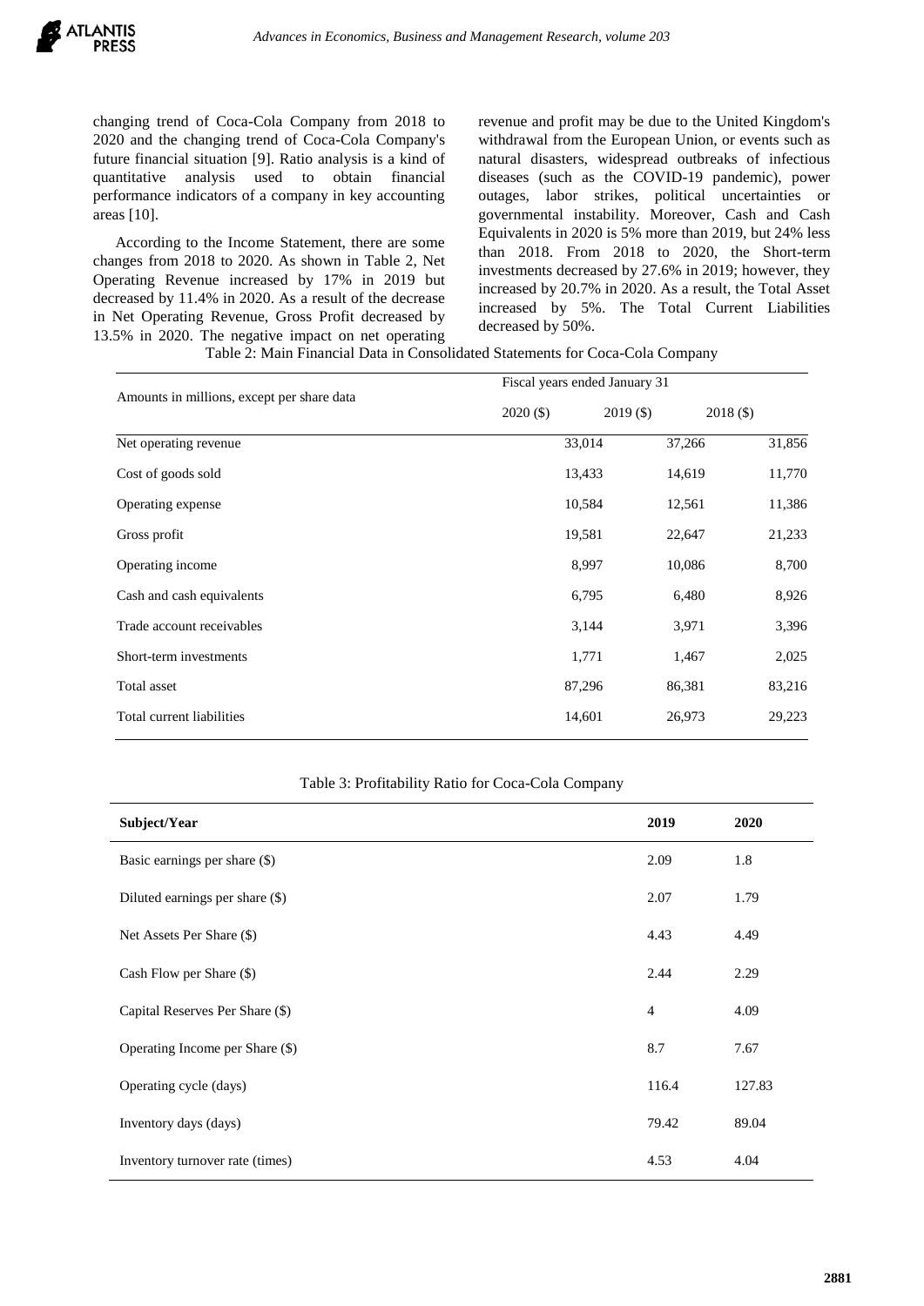changing trend of Coca-Cola Company from 2018 to 2020 and the changing trend of Coca-Cola Company's future financial situation [9]. Ratio analysis is a kind of quantitative analysis used to obtain financial performance indicators of a company in key accounting areas [10].

According to the Income Statement, there are some changes from 2018 to 2020. As shown in Table 2, Net Operating Revenue increased by 17% in 2019 but decreased by 11.4% in 2020. As a result of the decrease in Net Operating Revenue, Gross Profit decreased by 13.5% in 2020. The negative impact on net operating revenue and profit may be due to the United Kingdom's withdrawal from the European Union, or events such as natural disasters, widespread outbreaks of infectious diseases (such as the COVID-19 pandemic), power outages, labor strikes, political uncertainties or governmental instability. Moreover, Cash and Cash Equivalents in 2020 is 5% more than 2019, but 24% less than 2018. From 2018 to 2020, the Short-term investments decreased by 27.6% in 2019; however, they increased by 20.7% in 2020. As a result, the Total Asset increased by 5%. The Total Current Liabilities decreased by 50%.

Table 2: Main Financial Data in Consolidated Statements for Coca-Cola Company

| Amounts in millions, except per share data | Fiscal years ended January 31 | | |
|---|---|---|---|
| | 2020 ($) | 2019 ($) | 2018 ($) |
| Net operating revenue | 33,014 | 37,266 | 31,856 |
| Cost of goods sold | 13,433 | 14,619 | 11,770 |
| Operating expense | 10,584 | 12,561 | 11,386 |
| Gross profit | 19,581 | 22,647 | 21,233 |
| Operating income | 8,997 | 10,086 | 8,700 |
| Cash and cash equivalents | 6,795 | 6,480 | 8,926 |
| Trade account receivables | 3,144 | 3,971 | 3,396 |
| Short-term investments | 1,771 | 1,467 | 2,025 |
| Total asset | 87,296 | 86,381 | 83,216 |
| Total current liabilities | 14,601 | 26,973 | 29,223 |

Table 3: Profitability Ratio for Coca-Cola Company

| Subject/Year | 2019 | 2020 |
|---|---|---|
| Basic earnings per share ($) | 2.09 | 1.8 |
| Diluted earnings per share ($) | 2.07 | 1.79 |
| Net Assets Per Share ($) | 4.43 | 4.49 |
| Cash Flow per Share ($) | 2.44 | 2.29 |
| Capital Reserves Per Share ($) | 4 | 4.09 |
| Operating Income per Share ($) | 8.7 | 7.67 |
| Operating cycle (days) | 116.4 | 127.83 |
| Inventory days (days) | 79.42 | 89.04 |
| Inventory turnover rate (times) | 4.53 | 4.04 |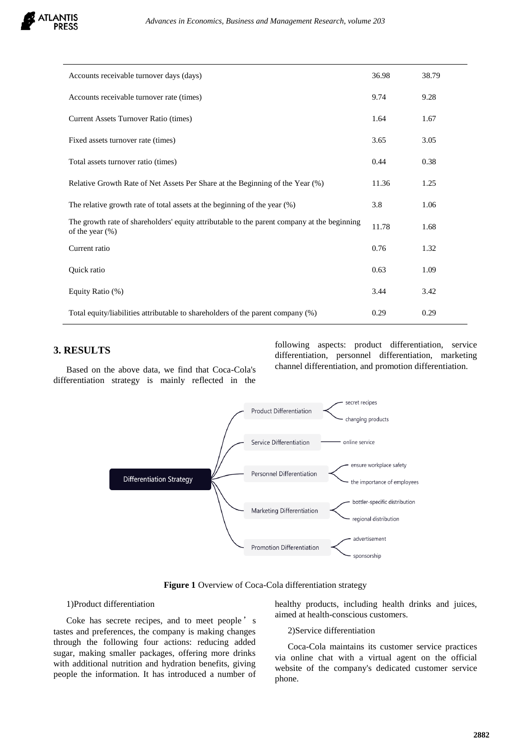| | | |
|---|---|---|
| Accounts receivable turnover days (days) | 36.98 | 38.79 |
| Accounts receivable turnover rate (times) | 9.74 | 9.28 |
| Current Assets Turnover Ratio (times) | 1.64 | 1.67 |
| Fixed assets turnover rate (times) | 3.65 | 3.05 |
| Total assets turnover ratio (times) | 0.44 | 0.38 |
| Relative Growth Rate of Net Assets Per Share at the Beginning of the Year (%) | 11.36 | 1.25 |
| The relative growth rate of total assets at the beginning of the year (%) | 3.8 | 1.06 |
| The growth rate of shareholders' equity attributable to the parent company at the beginning of the year (%) | 11.78 | 1.68 |
| Current ratio | 0.76 | 1.32 |
| Quick ratio | 0.63 | 1.09 |
| Equity Ratio (%) | 3.44 | 3.42 |
| Total equity/liabilities attributable to shareholders of the parent company (%) | 0.29 | 0.29 |

## 3. RESULTS

Based on the above data, we find that Coca-Cola's differentiation strategy is mainly reflected in the following aspects: product differentiation, service differentiation, personnel differentiation, marketing channel differentiation, and promotion differentiation.

- Differentiation Strategy
  - Product Differentiation
    - secret recipes
    - changing products
  - Service Differentiation
    - online service
  - Personnel Differentiation
    - ensure workplace safety
    - the importance of employees
  - Marketing Differentiation
    - bottler-specific distribution
    - regional distribution
  - Promotion Differentiation
    - advertisement
    - sponsorship

**Figure 1** Overview of Coca-Cola differentiation strategy

1)Product differentiation

Coke has secrete recipes, and to meet people's tastes and preferences, the company is making changes through the following four actions: reducing added sugar, making smaller packages, offering more drinks with additional nutrition and hydration benefits, giving people the information. It has introduced a number of healthy products, including health drinks and juices, aimed at health-conscious customers.

2)Service differentiation

Coca-Cola maintains its customer service practices via online chat with a virtual agent on the official website of the company's dedicated customer service phone.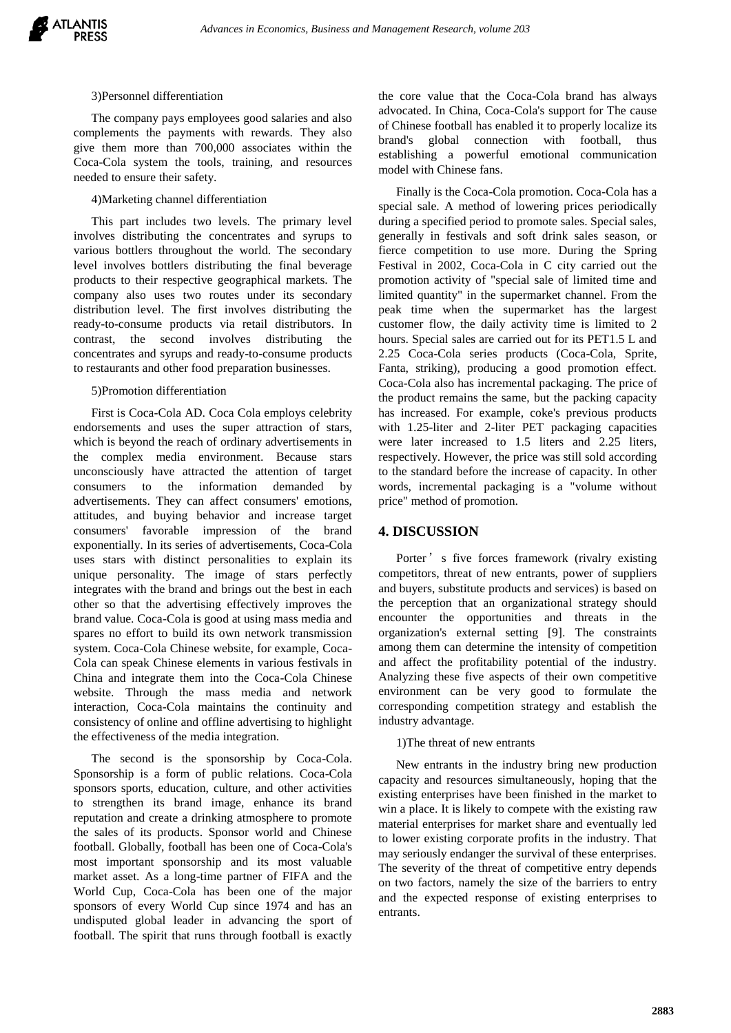3)Personnel differentiation

The company pays employees good salaries and also complements the payments with rewards. They also give them more than 700,000 associates within the Coca-Cola system the tools, training, and resources needed to ensure their safety.

4)Marketing channel differentiation

This part includes two levels. The primary level involves distributing the concentrates and syrups to various bottlers throughout the world. The secondary level involves bottlers distributing the final beverage products to their respective geographical markets. The company also uses two routes under its secondary distribution level. The first involves distributing the ready-to-consume products via retail distributors. In contrast, the second involves distributing the concentrates and syrups and ready-to-consume products to restaurants and other food preparation businesses.

5)Promotion differentiation

First is Coca-Cola AD. Coca Cola employs celebrity endorsements and uses the super attraction of stars, which is beyond the reach of ordinary advertisements in the complex media environment. Because stars unconsciously have attracted the attention of target consumers to the information demanded by advertisements. They can affect consumers' emotions, attitudes, and buying behavior and increase target consumers' favorable impression of the brand exponentially. In its series of advertisements, Coca-Cola uses stars with distinct personalities to explain its unique personality. The image of stars perfectly integrates with the brand and brings out the best in each other so that the advertising effectively improves the brand value. Coca-Cola is good at using mass media and spares no effort to build its own network transmission system. Coca-Cola Chinese website, for example, Coca-Cola can speak Chinese elements in various festivals in China and integrate them into the Coca-Cola Chinese website. Through the mass media and network interaction, Coca-Cola maintains the continuity and consistency of online and offline advertising to highlight the effectiveness of the media integration.

The second is the sponsorship by Coca-Cola. Sponsorship is a form of public relations. Coca-Cola sponsors sports, education, culture, and other activities to strengthen its brand image, enhance its brand reputation and create a drinking atmosphere to promote the sales of its products. Sponsor world and Chinese football. Globally, football has been one of Coca-Cola's most important sponsorship and its most valuable market asset. As a long-time partner of FIFA and the World Cup, Coca-Cola has been one of the major sponsors of every World Cup since 1974 and has an undisputed global leader in advancing the sport of football. The spirit that runs through football is exactly the core value that the Coca-Cola brand has always advocated. In China, Coca-Cola's support for The cause of Chinese football has enabled it to properly localize its brand's global connection with football, thus establishing a powerful emotional communication model with Chinese fans.

Finally is the Coca-Cola promotion. Coca-Cola has a special sale. A method of lowering prices periodically during a specified period to promote sales. Special sales, generally in festivals and soft drink sales season, or fierce competition to use more. During the Spring Festival in 2002, Coca-Cola in C city carried out the promotion activity of "special sale of limited time and limited quantity" in the supermarket channel. From the peak time when the supermarket has the largest customer flow, the daily activity time is limited to 2 hours. Special sales are carried out for its PET1.5 L and 2.25 Coca-Cola series products (Coca-Cola, Sprite, Fanta, striking), producing a good promotion effect. Coca-Cola also has incremental packaging. The price of the product remains the same, but the packing capacity has increased. For example, coke's previous products with 1.25-liter and 2-liter PET packaging capacities were later increased to 1.5 liters and 2.25 liters, respectively. However, the price was still sold according to the standard before the increase of capacity. In other words, incremental packaging is a "volume without price" method of promotion.

## 4. DISCUSSION

Porter's five forces framework (rivalry existing competitors, threat of new entrants, power of suppliers and buyers, substitute products and services) is based on the perception that an organizational strategy should encounter the opportunities and threats in the organization's external setting [9]. The constraints among them can determine the intensity of competition and affect the profitability potential of the industry. Analyzing these five aspects of their own competitive environment can be very good to formulate the corresponding competition strategy and establish the industry advantage.

1)The threat of new entrants

New entrants in the industry bring new production capacity and resources simultaneously, hoping that the existing enterprises have been finished in the market to win a place. It is likely to compete with the existing raw material enterprises for market share and eventually led to lower existing corporate profits in the industry. That may seriously endanger the survival of these enterprises. The severity of the threat of competitive entry depends on two factors, namely the size of the barriers to entry and the expected response of existing enterprises to entrants.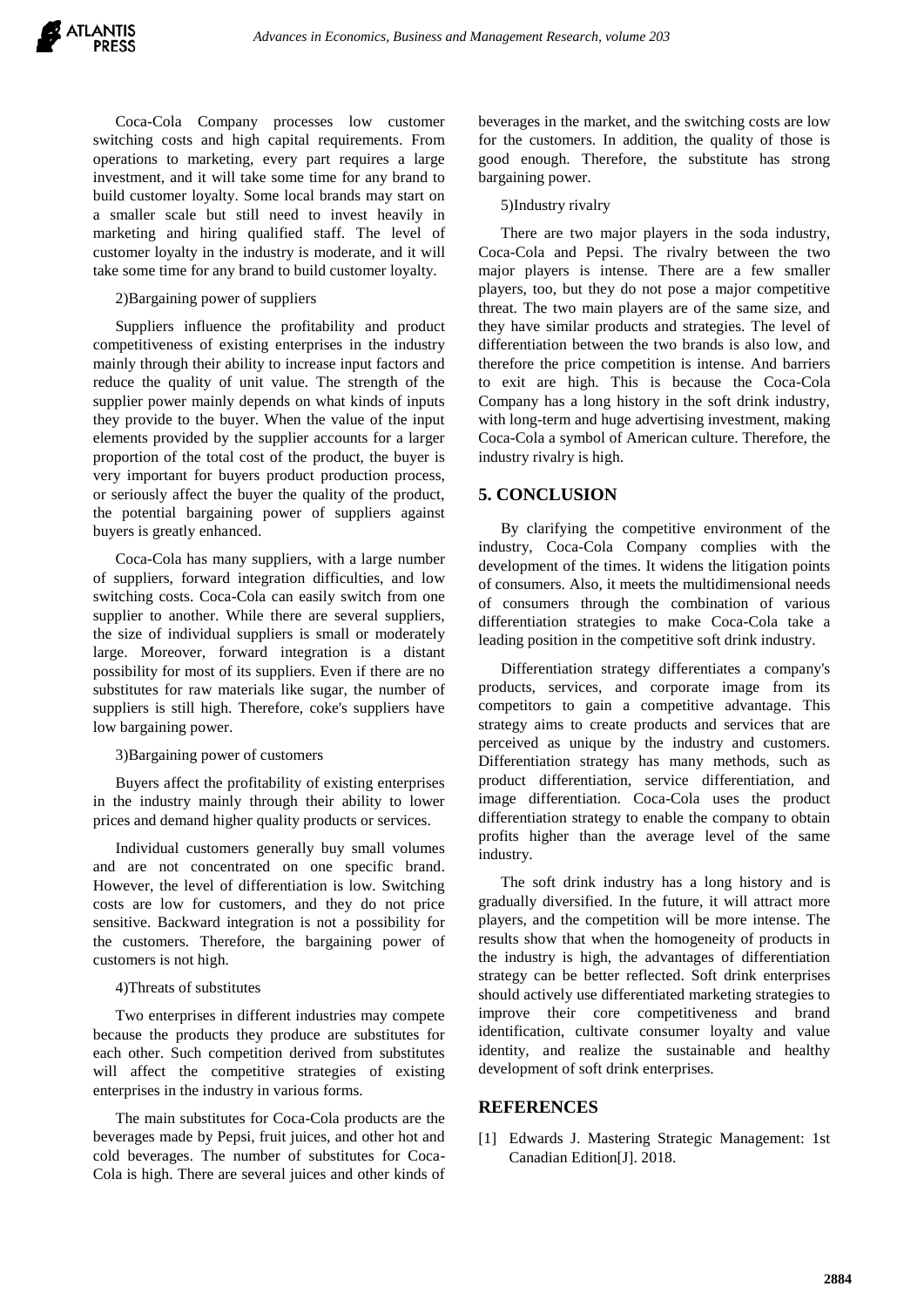Coca-Cola Company processes low customer switching costs and high capital requirements. From operations to marketing, every part requires a large investment, and it will take some time for any brand to build customer loyalty. Some local brands may start on a smaller scale but still need to invest heavily in marketing and hiring qualified staff. The level of customer loyalty in the industry is moderate, and it will take some time for any brand to build customer loyalty.

2)Bargaining power of suppliers

Suppliers influence the profitability and product competitiveness of existing enterprises in the industry mainly through their ability to increase input factors and reduce the quality of unit value. The strength of the supplier power mainly depends on what kinds of inputs they provide to the buyer. When the value of the input elements provided by the supplier accounts for a larger proportion of the total cost of the product, the buyer is very important for buyers product production process, or seriously affect the buyer the quality of the product, the potential bargaining power of suppliers against buyers is greatly enhanced.

Coca-Cola has many suppliers, with a large number of suppliers, forward integration difficulties, and low switching costs. Coca-Cola can easily switch from one supplier to another. While there are several suppliers, the size of individual suppliers is small or moderately large. Moreover, forward integration is a distant possibility for most of its suppliers. Even if there are no substitutes for raw materials like sugar, the number of suppliers is still high. Therefore, coke's suppliers have low bargaining power.

3)Bargaining power of customers

Buyers affect the profitability of existing enterprises in the industry mainly through their ability to lower prices and demand higher quality products or services.

Individual customers generally buy small volumes and are not concentrated on one specific brand. However, the level of differentiation is low. Switching costs are low for customers, and they do not price sensitive. Backward integration is not a possibility for the customers. Therefore, the bargaining power of customers is not high.

4)Threats of substitutes

Two enterprises in different industries may compete because the products they produce are substitutes for each other. Such competition derived from substitutes will affect the competitive strategies of existing enterprises in the industry in various forms.

The main substitutes for Coca-Cola products are the beverages made by Pepsi, fruit juices, and other hot and cold beverages. The number of substitutes for Coca-Cola is high. There are several juices and other kinds of beverages in the market, and the switching costs are low for the customers. In addition, the quality of those is good enough. Therefore, the substitute has strong bargaining power.

5)Industry rivalry

There are two major players in the soda industry, Coca-Cola and Pepsi. The rivalry between the two major players is intense. There are a few smaller players, too, but they do not pose a major competitive threat. The two main players are of the same size, and they have similar products and strategies. The level of differentiation between the two brands is also low, and therefore the price competition is intense. And barriers to exit are high. This is because the Coca-Cola Company has a long history in the soft drink industry, with long-term and huge advertising investment, making Coca-Cola a symbol of American culture. Therefore, the industry rivalry is high.

## 5. CONCLUSION

By clarifying the competitive environment of the industry, Coca-Cola Company complies with the development of the times. It widens the litigation points of consumers. Also, it meets the multidimensional needs of consumers through the combination of various differentiation strategies to make Coca-Cola take a leading position in the competitive soft drink industry.

Differentiation strategy differentiates a company's products, services, and corporate image from its competitors to gain a competitive advantage. This strategy aims to create products and services that are perceived as unique by the industry and customers. Differentiation strategy has many methods, such as product differentiation, service differentiation, and image differentiation. Coca-Cola uses the product differentiation strategy to enable the company to obtain profits higher than the average level of the same industry.

The soft drink industry has a long history and is gradually diversified. In the future, it will attract more players, and the competition will be more intense. The results show that when the homogeneity of products in the industry is high, the advantages of differentiation strategy can be better reflected. Soft drink enterprises should actively use differentiated marketing strategies to improve their core competitiveness and brand identification, cultivate consumer loyalty and value identity, and realize the sustainable and healthy development of soft drink enterprises.

## REFERENCES

[1] Edwards J. Mastering Strategic Management: 1st Canadian Edition[J]. 2018.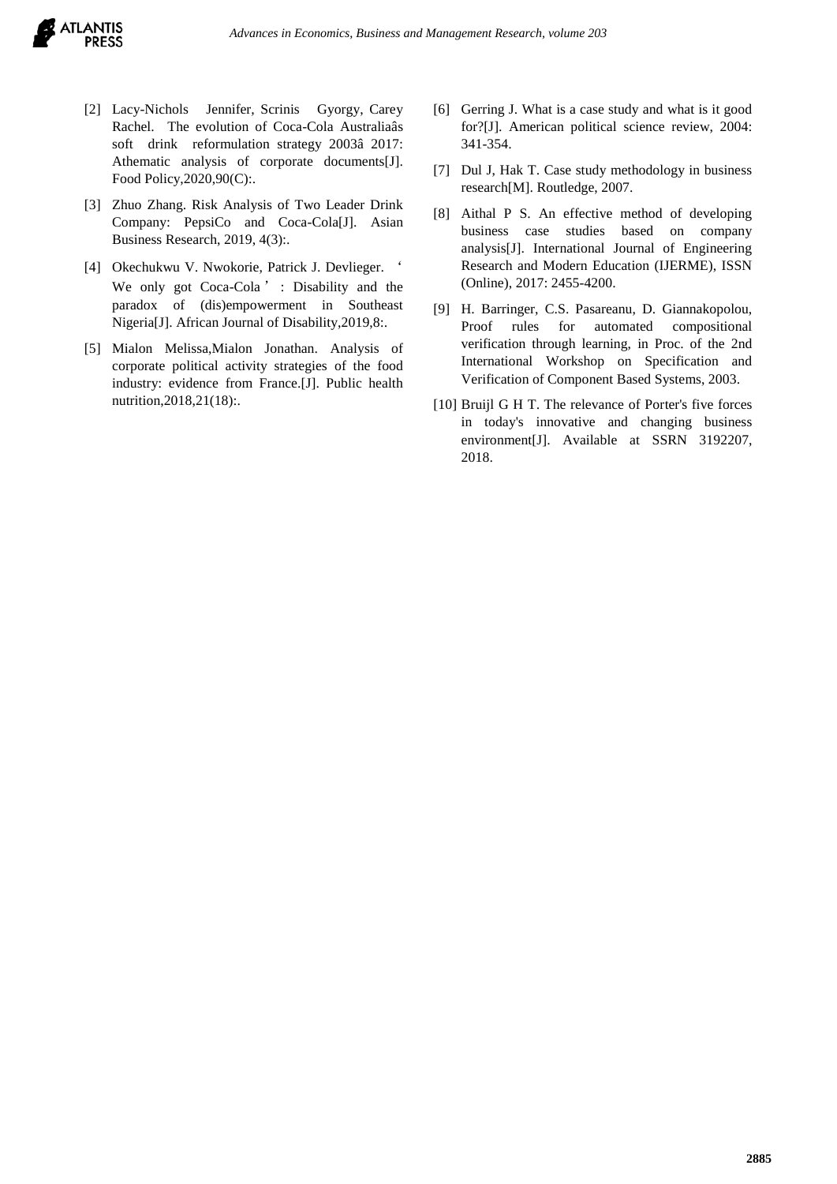[2] Lacy-Nichols Jennifer, Scrinis Gyorgy, Carey Rachel. The evolution of Coca-Cola Australiaâs soft drink reformulation strategy 2003â 2017: Athematic analysis of corporate documents[J]. Food Policy,2020,90(C):.

[3] Zhuo Zhang. Risk Analysis of Two Leader Drink Company: PepsiCo and Coca-Cola[J]. Asian Business Research, 2019, 4(3):.

[4] Okechukwu V. Nwokorie, Patrick J. Devlieger. ‘ We only got Coca-Cola ’ : Disability and the paradox of (dis)empowerment in Southeast Nigeria[J]. African Journal of Disability,2019,8:.

[5] Mialon Melissa,Mialon Jonathan. Analysis of corporate political activity strategies of the food industry: evidence from France.[J]. Public health nutrition,2018,21(18):.

[6] Gerring J. What is a case study and what is it good for?[J]. American political science review, 2004: 341-354.

[7] Dul J, Hak T. Case study methodology in business research[M]. Routledge, 2007.

[8] Aithal P S. An effective method of developing business case studies based on company analysis[J]. International Journal of Engineering Research and Modern Education (IJERME), ISSN (Online), 2017: 2455-4200.

[9] H. Barringer, C.S. Pasareanu, D. Giannakopolou, Proof rules for automated compositional verification through learning, in Proc. of the 2nd International Workshop on Specification and Verification of Component Based Systems, 2003.

[10] Bruijl G H T. The relevance of Porter's five forces in today's innovative and changing business environment[J]. Available at SSRN 3192207, 2018.